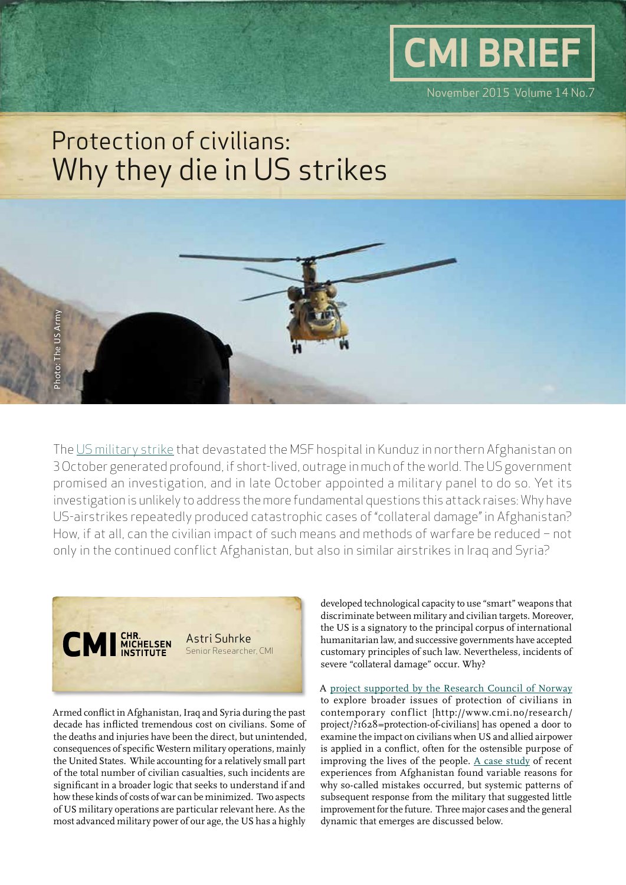# CMI BRIEF

November 2015 Volume 14 No.7

# Protection of civilians: Why they die in US strikes

Photo: The US Army

The US military strike that devastated the MSF hospital in Kunduz in northern Afghanistan on 3 October generated profound, if short-lived, outrage in much of the world. The US government promised an investigation, and in late October appointed a military panel to do so. Yet its investigation is unlikely to address the more fundamental questions this attack raises: Why have US-airstrikes repeatedly produced catastrophic cases of "collateral damage" in Afghanistan? How, if at all, can the civilian impact of such means and methods of warfare be reduced – not only in the continued conflict Afghanistan, but also in similar airstrikes in Iraq and Syria?

CMI CHR. MICHELSEN INSTITUTE

Astri Suhrke
Senior Researcher, CMI

Armed conflict in Afghanistan, Iraq and Syria during the past decade has inflicted tremendous cost on civilians. Some of the deaths and injuries have been the direct, but unintended, consequences of specific Western military operations, mainly the United States. While accounting for a relatively small part of the total number of civilian casualties, such incidents are significant in a broader logic that seeks to understand if and how these kinds of costs of war can be minimized. Two aspects of US military operations are particular relevant here. As the most advanced military power of our age, the US has a highly developed technological capacity to use "smart" weapons that discriminate between military and civilian targets. Moreover, the US is a signatory to the principal corpus of international humanitarian law, and successive governments have accepted customary principles of such law. Nevertheless, incidents of severe "collateral damage" occur. Why?

A project supported by the Research Council of Norway to explore broader issues of protection of civilians in contemporary conflict [http://www.cmi.no/research/project/?1628=protection-of-civilians] has opened a door to examine the impact on civilians when US and allied airpower is applied in a conflict, often for the ostensible purpose of improving the lives of the people. A case study of recent experiences from Afghanistan found variable reasons for why so-called mistakes occurred, but systemic patterns of subsequent response from the military that suggested little improvement for the future. Three major cases and the general dynamic that emerges are discussed below.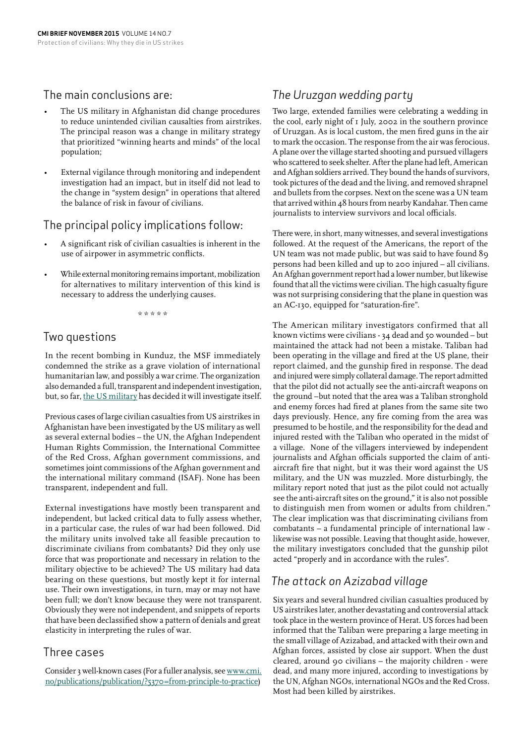## The main conclusions are:

- The US military in Afghanistan did change procedures to reduce unintended civilian causalties from airstrikes. The principal reason was a change in military strategy that prioritized "winning hearts and minds" of the local population;
- External vigilance through monitoring and independent investigation had an impact, but in itself did not lead to the change in "system design" in operations that altered the balance of risk in favour of civilians.

## The principal policy implications follow:

- A significant risk of civilian casualties is inherent in the use of airpower in asymmetric conflicts.
- While external monitoring remains important, mobilization for alternatives to military intervention of this kind is necessary to address the underlying causes.

\* \* \* \* \*

## Two questions

In the recent bombing in Kunduz, the MSF immediately condemned the strike as a grave violation of international humanitarian law, and possibly a war crime. The organization also demanded a full, transparent and independent investigation, but, so far, the US military has decided it will investigate itself.

Previous cases of large civilian casualties from US airstrikes in Afghanistan have been investigated by the US military as well as several external bodies – the UN, the Afghan Independent Human Rights Commission, the International Committee of the Red Cross, Afghan government commissions, and sometimes joint commissions of the Afghan government and the international military command (ISAF). None has been transparent, independent and full.

External investigations have mostly been transparent and independent, but lacked critical data to fully assess whether, in a particular case, the rules of war had been followed. Did the military units involved take all feasible precaution to discriminate civilians from combatants? Did they only use force that was proportionate and necessary in relation to the military objective to be achieved? The US military had data bearing on these questions, but mostly kept it for internal use. Their own investigations, in turn, may or may not have been full; we don't know because they were not transparent. Obviously they were not independent, and snippets of reports that have been declassified show a pattern of denials and great elasticity in interpreting the rules of war.

## Three cases

Consider 3 well-known cases (For a fuller analysis, see www.cmi.no/publications/publication/?5370=from-principle-to-practice)

## *The Uruzgan wedding party*

Two large, extended families were celebrating a wedding in the cool, early night of 1 July, 2002 in the southern province of Uruzgan. As is local custom, the men fired guns in the air to mark the occasion. The response from the air was ferocious. A plane over the village started shooting and pursued villagers who scattered to seek shelter. After the plane had left, American and Afghan soldiers arrived. They bound the hands of survivors, took pictures of the dead and the living, and removed shrapnel and bullets from the corpses. Next on the scene was a UN team that arrived within 48 hours from nearby Kandahar. Then came journalists to interview survivors and local officials.

There were, in short, many witnesses, and several investigations followed. At the request of the Americans, the report of the UN team was not made public, but was said to have found 89 persons had been killed and up to 200 injured – all civilians. An Afghan government report had a lower number, but likewise found that all the victims were civilian. The high casualty figure was not surprising considering that the plane in question was an AC-130, equipped for "saturation-fire".

The American military investigators confirmed that all known victims were civilians - 34 dead and 50 wounded – but maintained the attack had not been a mistake. Taliban had been operating in the village and fired at the US plane, their report claimed, and the gunship fired in response. The dead and injured were simply collateral damage. The report admitted that the pilot did not actually see the anti-aircraft weapons on the ground –but noted that the area was a Taliban stronghold and enemy forces had fired at planes from the same site two days previously. Hence, any fire coming from the area was presumed to be hostile, and the responsibility for the dead and injured rested with the Taliban who operated in the midst of a village. None of the villagers interviewed by independent journalists and Afghan officials supported the claim of anti-aircraft fire that night, but it was their word against the US military, and the UN was muzzled. More disturbingly, the military report noted that just as the pilot could not actually see the anti-aircraft sites on the ground," it is also not possible to distinguish men from women or adults from children." The clear implication was that discriminating civilians from combatants – a fundamental principle of international law - likewise was not possible. Leaving that thought aside, however, the military investigators concluded that the gunship pilot acted "properly and in accordance with the rules".

## *The attack on Azizabad village*

Six years and several hundred civilian casualties produced by US airstrikes later, another devastating and controversial attack took place in the western province of Herat. US forces had been informed that the Taliban were preparing a large meeting in the small village of Azizabad, and attacked with their own and Afghan forces, assisted by close air support. When the dust cleared, around 90 civilians – the majority children - were dead, and many more injured, according to investigations by the UN, Afghan NGOs, international NGOs and the Red Cross. Most had been killed by airstrikes.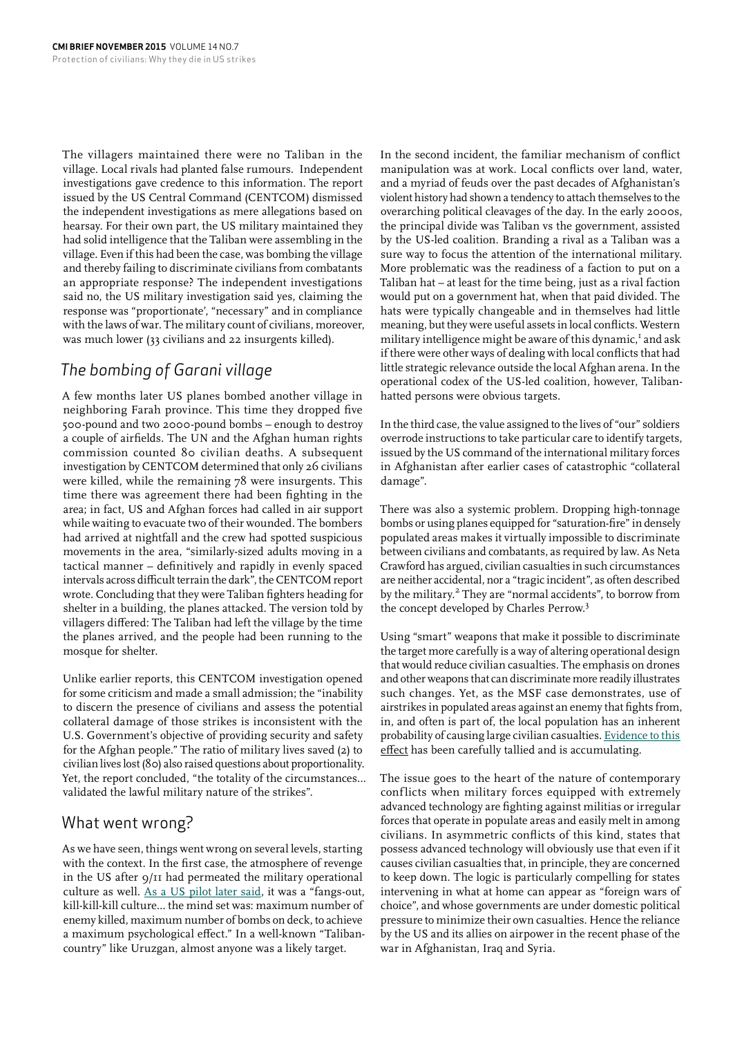The villagers maintained there were no Taliban in the village. Local rivals had planted false rumours. Independent investigations gave credence to this information. The report issued by the US Central Command (CENTCOM) dismissed the independent investigations as mere allegations based on hearsay. For their own part, the US military maintained they had solid intelligence that the Taliban were assembling in the village. Even if this had been the case, was bombing the village and thereby failing to discriminate civilians from combatants an appropriate response? The independent investigations said no, the US military investigation said yes, claiming the response was "proportionate', "necessary" and in compliance with the laws of war. The military count of civilians, moreover, was much lower (33 civilians and 22 insurgents killed).

## The bombing of Garani village

A few months later US planes bombed another village in neighboring Farah province. This time they dropped five 500-pound and two 2000-pound bombs – enough to destroy a couple of airfields. The UN and the Afghan human rights commission counted 80 civilian deaths. A subsequent investigation by CENTCOM determined that only 26 civilians were killed, while the remaining 78 were insurgents. This time there was agreement there had been fighting in the area; in fact, US and Afghan forces had called in air support while waiting to evacuate two of their wounded. The bombers had arrived at nightfall and the crew had spotted suspicious movements in the area, "similarly-sized adults moving in a tactical manner – definitively and rapidly in evenly spaced intervals across difficult terrain the dark", the CENTCOM report wrote. Concluding that they were Taliban fighters heading for shelter in a building, the planes attacked. The version told by villagers differed: The Taliban had left the village by the time the planes arrived, and the people had been running to the mosque for shelter.

Unlike earlier reports, this CENTCOM investigation opened for some criticism and made a small admission; the "inability to discern the presence of civilians and assess the potential collateral damage of those strikes is inconsistent with the U.S. Government's objective of providing security and safety for the Afghan people." The ratio of military lives saved (2) to civilian lives lost (80) also raised questions about proportionality. Yet, the report concluded, "the totality of the circumstances… validated the lawful military nature of the strikes".

## What went wrong?

As we have seen, things went wrong on several levels, starting with the context. In the first case, the atmosphere of revenge in the US after 9/11 had permeated the military operational culture as well. As a US pilot later said, it was a "fangs-out, kill-kill-kill culture… the mind set was: maximum number of enemy killed, maximum number of bombs on deck, to achieve a maximum psychological effect." In a well-known "Taliban-country" like Uruzgan, almost anyone was a likely target.

In the second incident, the familiar mechanism of conflict manipulation was at work. Local conflicts over land, water, and a myriad of feuds over the past decades of Afghanistan's violent history had shown a tendency to attach themselves to the overarching political cleavages of the day. In the early 2000s, the principal divide was Taliban vs the government, assisted by the US-led coalition. Branding a rival as a Taliban was a sure way to focus the attention of the international military. More problematic was the readiness of a faction to put on a Taliban hat – at least for the time being, just as a rival faction would put on a government hat, when that paid divided. The hats were typically changeable and in themselves had little meaning, but they were useful assets in local conflicts. Western military intelligence might be aware of this dynamic,[1] and ask if there were other ways of dealing with local conflicts that had little strategic relevance outside the local Afghan arena. In the operational codex of the US-led coalition, however, Taliban-hatted persons were obvious targets.

In the third case, the value assigned to the lives of "our" soldiers overrode instructions to take particular care to identify targets, issued by the US command of the international military forces in Afghanistan after earlier cases of catastrophic "collateral damage".

There was also a systemic problem. Dropping high-tonnage bombs or using planes equipped for "saturation-fire" in densely populated areas makes it virtually impossible to discriminate between civilians and combatants, as required by law. As Neta Crawford has argued, civilian casualties in such circumstances are neither accidental, nor a "tragic incident", as often described by the military.[2] They are "normal accidents", to borrow from the concept developed by Charles Perrow.[3]

Using "smart" weapons that make it possible to discriminate the target more carefully is a way of altering operational design that would reduce civilian casualties. The emphasis on drones and other weapons that can discriminate more readily illustrates such changes. Yet, as the MSF case demonstrates, use of airstrikes in populated areas against an enemy that fights from, in, and often is part of, the local population has an inherent probability of causing large civilian casualties. Evidence to this effect has been carefully tallied and is accumulating.

The issue goes to the heart of the nature of contemporary conflicts when military forces equipped with extremely advanced technology are fighting against militias or irregular forces that operate in populate areas and easily melt in among civilians. In asymmetric conflicts of this kind, states that possess advanced technology will obviously use that even if it causes civilian casualties that, in principle, they are concerned to keep down. The logic is particularly compelling for states intervening in what at home can appear as "foreign wars of choice", and whose governments are under domestic political pressure to minimize their own casualties. Hence the reliance by the US and its allies on airpower in the recent phase of the war in Afghanistan, Iraq and Syria.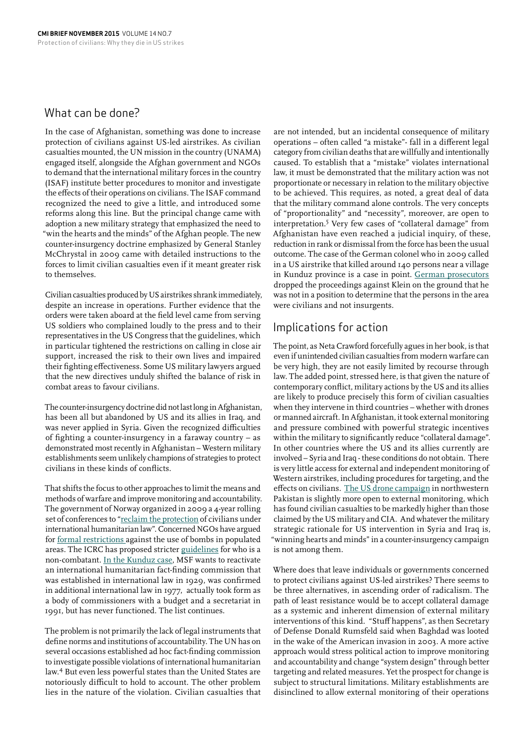## What can be done?

In the case of Afghanistan, something was done to increase protection of civilians against US-led airstrikes. As civilian casualties mounted, the UN mission in the country (UNAMA) engaged itself, alongside the Afghan government and NGOs to demand that the international military forces in the country (ISAF) institute better procedures to monitor and investigate the effects of their operations on civilians. The ISAF command recognized the need to give a little, and introduced some reforms along this line. But the principal change came with adoption a new military strategy that emphasized the need to "win the hearts and the minds" of the Afghan people. The new counter-insurgency doctrine emphasized by General Stanley McChrystal in 2009 came with detailed instructions to the forces to limit civilian casualties even if it meant greater risk to themselves.

Civilian casualties produced by US airstrikes shrank immediately, despite an increase in operations. Further evidence that the orders were taken aboard at the field level came from serving US soldiers who complained loudly to the press and to their representatives in the US Congress that the guidelines, which in particular tightened the restrictions on calling in close air support, increased the risk to their own lives and impaired their fighting effectiveness. Some US military lawyers argued that the new directives unduly shifted the balance of risk in combat areas to favour civilians.

The counter-insurgency doctrine did not last long in Afghanistan, has been all but abandoned by US and its allies in Iraq, and was never applied in Syria. Given the recognized difficulties of fighting a counter-insurgency in a faraway country – as demonstrated most recently in Afghanistan – Western military establishments seem unlikely champions of strategies to protect civilians in these kinds of conflicts.

That shifts the focus to other approaches to limit the means and methods of warfare and improve monitoring and accountability. The government of Norway organized in 2009 a 4-year rolling set of conferences to "reclaim the protection of civilians under international humanitarian law". Concerned NGOs have argued for formal restrictions against the use of bombs in populated areas. The ICRC has proposed stricter guidelines for who is a non-combatant. In the Kunduz case, MSF wants to reactivate an international humanitarian fact-finding commission that was established in international law in 1929, was confirmed in additional international law in 1977, actually took form as a body of commissioners with a budget and a secretariat in 1991, but has never functioned. The list continues.

The problem is not primarily the lack of legal instruments that define norms and institutions of accountability. The UN has on several occasions established ad hoc fact-finding commission to investigate possible violations of international humanitarian law.[4] But even less powerful states than the United States are notoriously difficult to hold to account. The other problem lies in the nature of the violation. Civilian casualties that are not intended, but an incidental consequence of military operations – often called "a mistake"- fall in a different legal category from civilian deaths that are willfully and intentionally caused. To establish that a "mistake" violates international law, it must be demonstrated that the military action was not proportionate or necessary in relation to the military objective to be achieved. This requires, as noted, a great deal of data that the military command alone controls. The very concepts of "proportionality" and "necessity", moreover, are open to interpretation.[5] Very few cases of "collateral damage" from Afghanistan have even reached a judicial inquiry, of these, reduction in rank or dismissal from the force has been the usual outcome. The case of the German colonel who in 2009 called in a US airstrike that killed around 140 persons near a village in Kunduz province is a case in point. German prosecutors dropped the proceedings against Klein on the ground that he was not in a position to determine that the persons in the area were civilians and not insurgents.

## Implications for action

The point, as Neta Crawford forcefully agues in her book, is that even if unintended civilian casualties from modern warfare can be very high, they are not easily limited by recourse through law. The added point, stressed here, is that given the nature of contemporary conflict, military actions by the US and its allies are likely to produce precisely this form of civilian casualties when they intervene in third countries – whether with drones or manned aircraft. In Afghanistan, it took external monitoring and pressure combined with powerful strategic incentives within the military to significantly reduce "collateral damage". In other countries where the US and its allies currently are involved – Syria and Iraq - these conditions do not obtain. There is very little access for external and independent monitoring of Western airstrikes, including procedures for targeting, and the effects on civilians. The US drone campaign in northwestern Pakistan is slightly more open to external monitoring, which has found civilian casualties to be markedly higher than those claimed by the US military and CIA. And whatever the military strategic rationale for US intervention in Syria and Iraq is, "winning hearts and minds" in a counter-insurgency campaign is not among them.

Where does that leave individuals or governments concerned to protect civilians against US-led airstrikes? There seems to be three alternatives, in ascending order of radicalism. The path of least resistance would be to accept collateral damage as a systemic and inherent dimension of external military interventions of this kind. "Stuff happens", as then Secretary of Defense Donald Rumsfeld said when Baghdad was looted in the wake of the American invasion in 2003. A more active approach would stress political action to improve monitoring and accountability and change "system design" through better targeting and related measures. Yet the prospect for change is subject to structural limitations. Military establishments are disinclined to allow external monitoring of their operations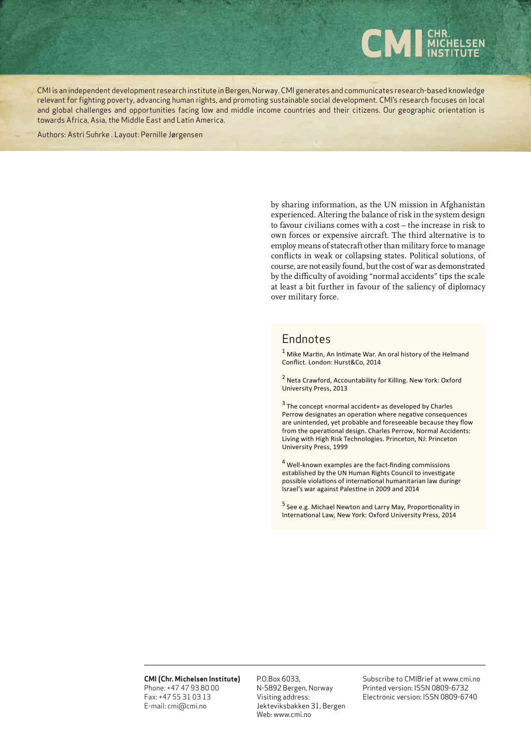CMI is an independent development research institute in Bergen, Norway. CMI generates and communicates research-based knowledge relevant for fighting poverty, advancing human rights, and promoting sustainable social development. CMI's research focuses on local and global challenges and opportunities facing low and middle income countries and their citizens. Our geographic orientation is towards Africa, Asia, the Middle East and Latin America.

Authors: Astri Suhrke . Layout: Pernille Jørgensen

by sharing information, as the UN mission in Afghanistan experienced. Altering the balance of risk in the system design to favour civilians comes with a cost – the increase in risk to own forces or expensive aircraft. The third alternative is to employ means of statecraft other than military force to manage conflicts in weak or collapsing states. Political solutions, of course, are not easily found, but the cost of war as demonstrated by the difficulty of avoiding "normal accidents" tips the scale at least a bit further in favour of the saliency of diplomacy over military force.

## Endnotes

[1] Mike Martin, An Intimate War. An oral history of the Helmand Conflict. London: Hurst&Co, 2014

[2] Neta Crawford, Accountability for Killing. New York: Oxford University Press, 2013

[3] The concept «normal accident» as developed by Charles Perrow designates an operation where negative consequences are unintended, yet probable and foreseeable because they flow from the operational design. Charles Perrow, Normal Accidents: Living with High Risk Technologies. Princeton, NJ: Princeton University Press, 1999

[4] Well-known examples are the fact-finding commissions established by the UN Human Rights Council to investigate possible violations of international humanitarian law duringr Israel's war against Palestine in 2009 and 2014

[5] See e.g. Michael Newton and Larry May, Proportionality in International Law, New York: Oxford University Press, 2014

**CMI (Chr. Michelsen Institute)**
Phone: +47 47 93 80 00
Fax: +47 55 31 03 13
E-mail: cmi@cmi.no

P.O.Box 6033,
N-5892 Bergen, Norway
Visiting address:
Jekteviksbakken 31, Bergen
Web: www.cmi.no

Subscribe to CMIBrief at www.cmi.no
Printed version: ISSN 0809-6732
Electronic version: ISSN 0809-6740